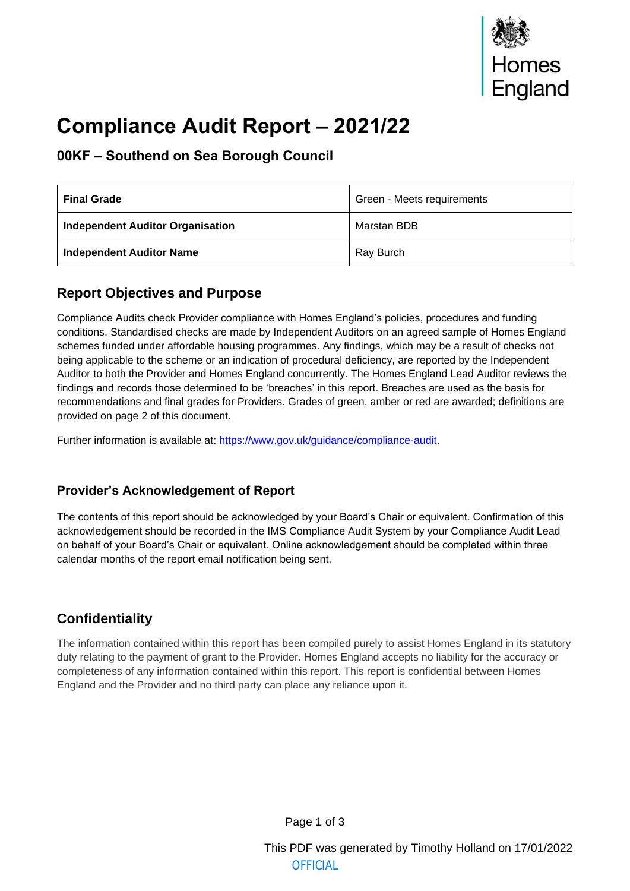# Compliance Audit Report – 2021/22

## 00KF – Southend on Sea Borough Council

| **Final Grade** | Green - Meets requirements |
|---|---|
| **Independent Auditor Organisation** | Marstan BDB |
| **Independent Auditor Name** | Ray Burch |

## Report Objectives and Purpose

Compliance Audits check Provider compliance with Homes England's policies, procedures and funding conditions. Standardised checks are made by Independent Auditors on an agreed sample of Homes England schemes funded under affordable housing programmes. Any findings, which may be a result of checks not being applicable to the scheme or an indication of procedural deficiency, are reported by the Independent Auditor to both the Provider and Homes England concurrently. The Homes England Lead Auditor reviews the findings and records those determined to be 'breaches' in this report. Breaches are used as the basis for recommendations and final grades for Providers. Grades of green, amber or red are awarded; definitions are provided on page 2 of this document.

Further information is available at: [https://www.gov.uk/guidance/compliance-audit](https://www.gov.uk/guidance/compliance-audit).

## Provider's Acknowledgement of Report

The contents of this report should be acknowledged by your Board's Chair or equivalent. Confirmation of this acknowledgement should be recorded in the IMS Compliance Audit System by your Compliance Audit Lead on behalf of your Board's Chair or equivalent. Online acknowledgement should be completed within three calendar months of the report email notification being sent.

## Confidentiality

The information contained within this report has been compiled purely to assist Homes England in its statutory duty relating to the payment of grant to the Provider. Homes England accepts no liability for the accuracy or completeness of any information contained within this report. This report is confidential between Homes England and the Provider and no third party can place any reliance upon it.

This PDF was generated by Timothy Holland on 17/01/2022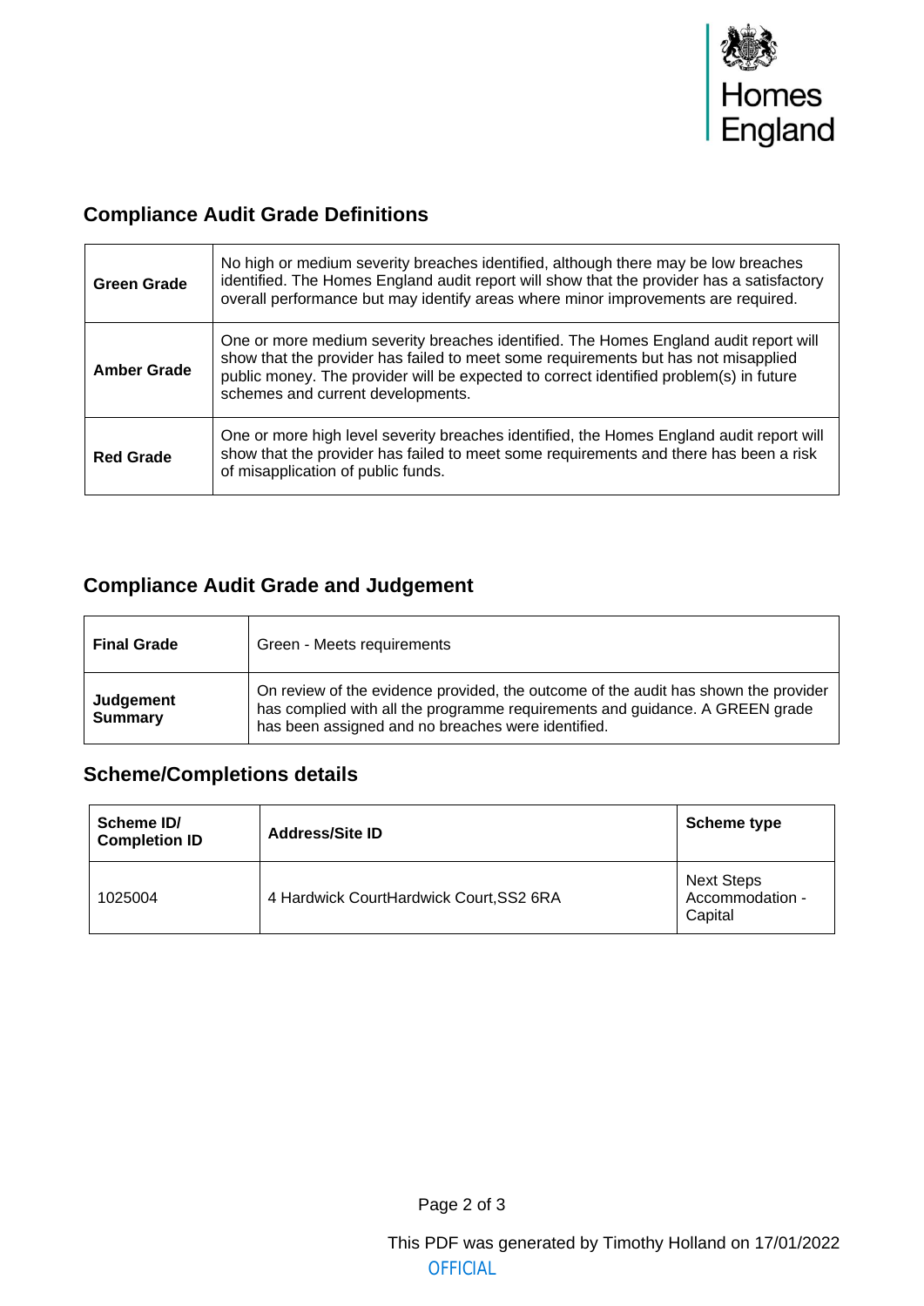## Compliance Audit Grade Definitions

| | |
|---|---|
| **Green Grade** | No high or medium severity breaches identified, although there may be low breaches identified. The Homes England audit report will show that the provider has a satisfactory overall performance but may identify areas where minor improvements are required. |
| **Amber Grade** | One or more medium severity breaches identified. The Homes England audit report will show that the provider has failed to meet some requirements but has not misapplied public money. The provider will be expected to correct identified problem(s) in future schemes and current developments. |
| **Red Grade** | One or more high level severity breaches identified, the Homes England audit report will show that the provider has failed to meet some requirements and there has been a risk of misapplication of public funds. |

## Compliance Audit Grade and Judgement

| | |
|---|---|
| **Final Grade** | Green - Meets requirements |
| **Judgement Summary** | On review of the evidence provided, the outcome of the audit has shown the provider has complied with all the programme requirements and guidance. A GREEN grade has been assigned and no breaches were identified. |

## Scheme/Completions details

| Scheme ID/ Completion ID | Address/Site ID | Scheme type |
|---|---|---|
| 1025004 | 4 Hardwick CourtHardwick Court,SS2 6RA | Next Steps Accommodation - Capital |

This PDF was generated by Timothy Holland on 17/01/2022

OFFICIAL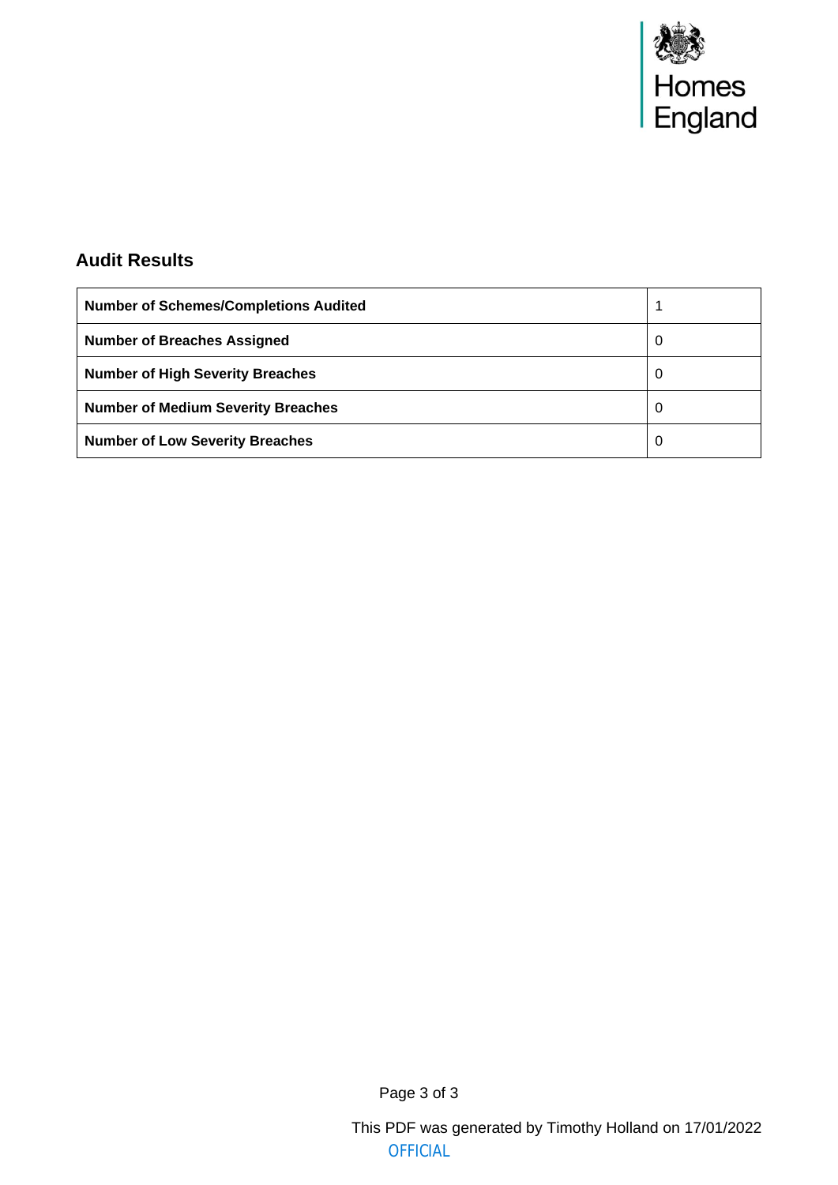## Audit Results

| | |
|---|---|
| **Number of Schemes/Completions Audited** | 1 |
| **Number of Breaches Assigned** | 0 |
| **Number of High Severity Breaches** | 0 |
| **Number of Medium Severity Breaches** | 0 |
| **Number of Low Severity Breaches** | 0 |

This PDF was generated by Timothy Holland on 17/01/2022

OFFICIAL